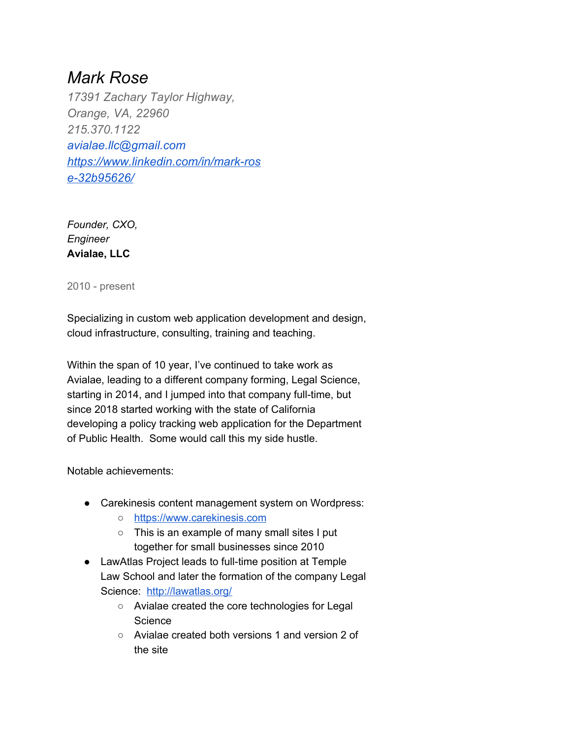# *Mark Rose*

*17391 Zachary Taylor Highway,*
*Orange, VA, 22960*
*215.370.1122*
*[avialae.llc@gmail.com](mailto:avialae.llc@gmail.com)*
*[https://www.linkedin.com/in/mark-rose-32b95626/](https://www.linkedin.com/in/mark-rose-32b95626/)*

*Founder, CXO,*
*Engineer*
**Avialae, LLC**

2010 - present

Specializing in custom web application development and design, cloud infrastructure, consulting, training and teaching.

Within the span of 10 year, I've continued to take work as Avialae, leading to a different company forming, Legal Science, starting in 2014, and I jumped into that company full-time, but since 2018 started working with the state of California developing a policy tracking web application for the Department of Public Health. Some would call this my side hustle.

Notable achievements:

- Carekinesis content management system on Wordpress:
  - [https://www.carekinesis.com](https://www.carekinesis.com)
  - This is an example of many small sites I put together for small businesses since 2010
- LawAtlas Project leads to full-time position at Temple Law School and later the formation of the company Legal Science: [http://lawatlas.org/](http://lawatlas.org/)
  - Avialae created the core technologies for Legal Science
  - Avialae created both versions 1 and version 2 of the site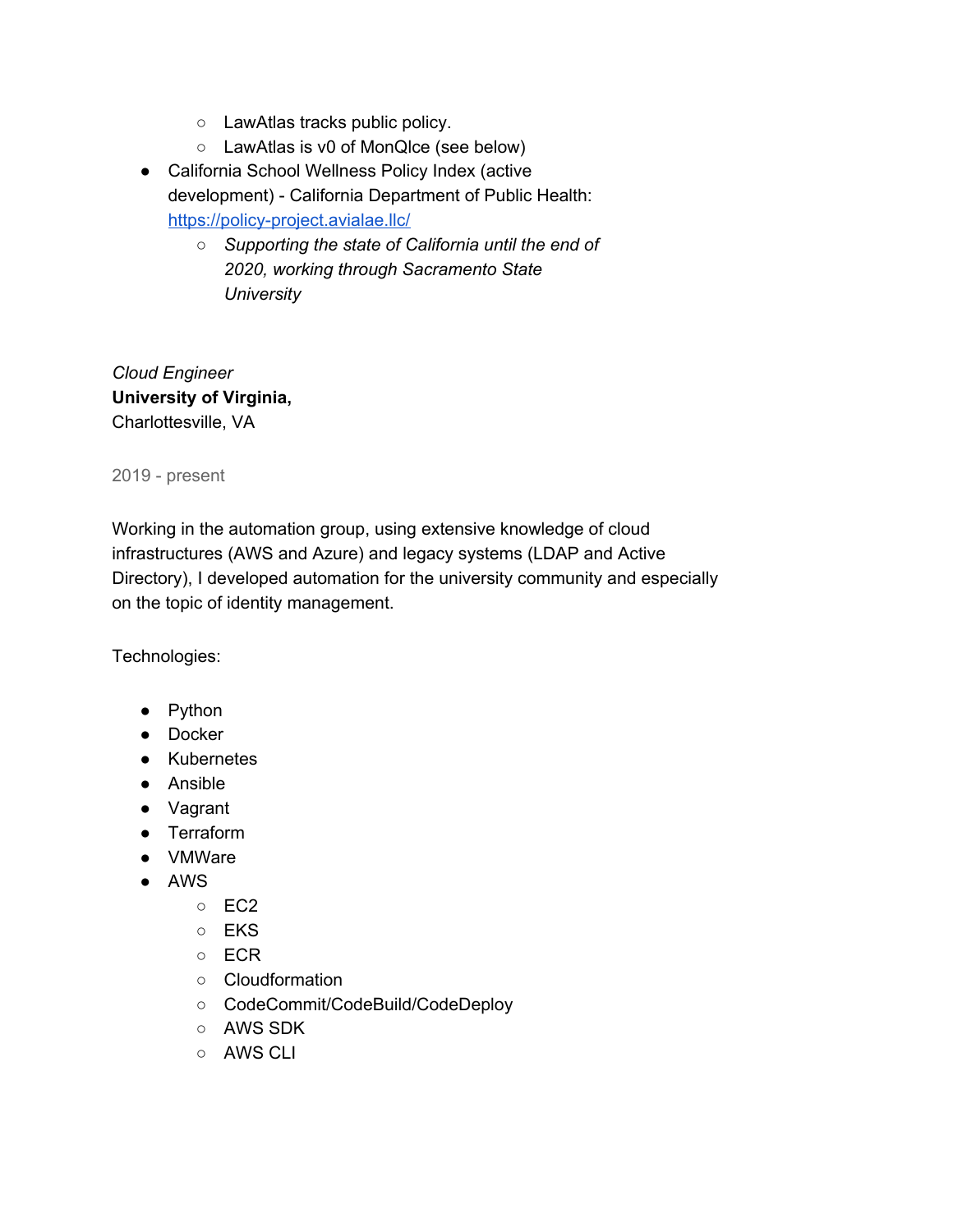- LawAtlas tracks public policy.
  - LawAtlas is v0 of MonQIce (see below)
- California School Wellness Policy Index (active development) - California Department of Public Health: [https://policy-project.avialae.llc/](https://policy-project.avialae.llc/)
  - *Supporting the state of California until the end of 2020, working through Sacramento State University*

*Cloud Engineer*
**University of Virginia,**
Charlottesville, VA

2019 - present

Working in the automation group, using extensive knowledge of cloud infrastructures (AWS and Azure) and legacy systems (LDAP and Active Directory), I developed automation for the university community and especially on the topic of identity management.

Technologies:

- Python
- Docker
- Kubernetes
- Ansible
- Vagrant
- Terraform
- VMWare
- AWS
  - EC2
  - EKS
  - ECR
  - Cloudformation
  - CodeCommit/CodeBuild/CodeDeploy
  - AWS SDK
  - AWS CLI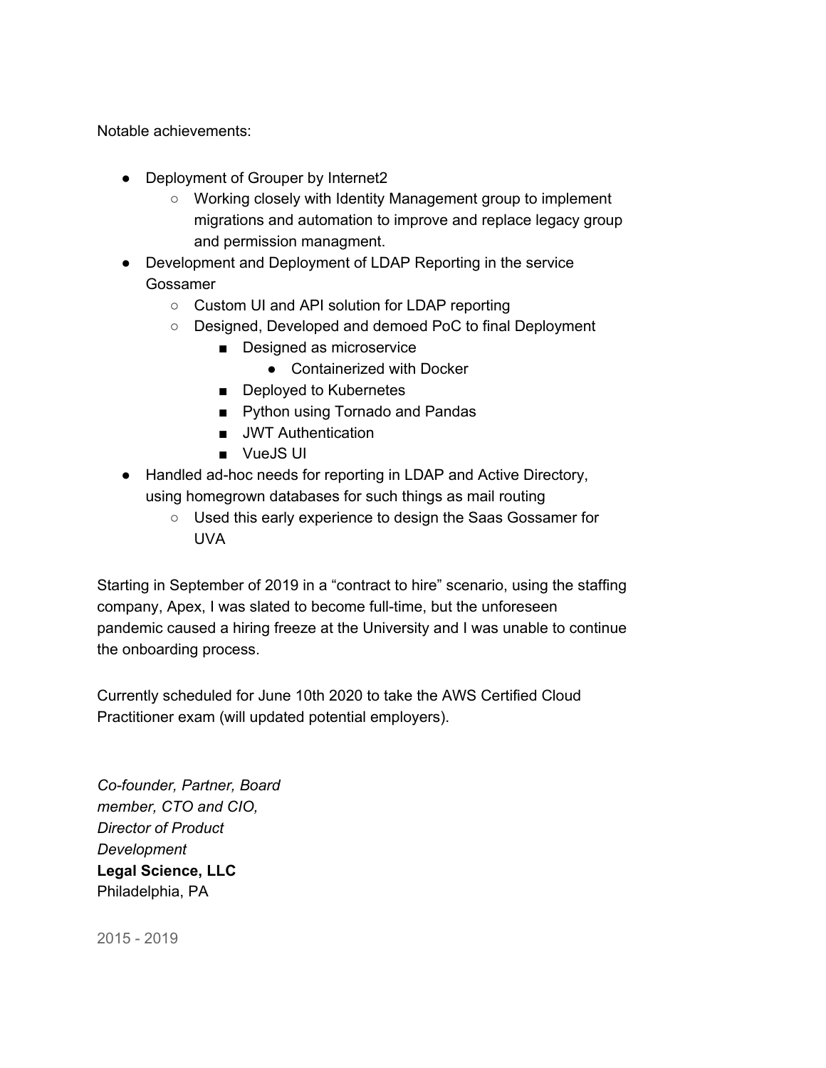Notable achievements:

- Deployment of Grouper by Internet2
    - Working closely with Identity Management group to implement migrations and automation to improve and replace legacy group and permission managment.
- Development and Deployment of LDAP Reporting in the service Gossamer
    - Custom UI and API solution for LDAP reporting
    - Designed, Developed and demoed PoC to final Deployment
        - Designed as microservice
            - Containerized with Docker
        - Deployed to Kubernetes
        - Python using Tornado and Pandas
        - JWT Authentication
        - VueJS UI
- Handled ad-hoc needs for reporting in LDAP and Active Directory, using homegrown databases for such things as mail routing
    - Used this early experience to design the Saas Gossamer for UVA

Starting in September of 2019 in a “contract to hire” scenario, using the staffing company, Apex, I was slated to become full-time, but the unforeseen pandemic caused a hiring freeze at the University and I was unable to continue the onboarding process.

Currently scheduled for June 10th 2020 to take the AWS Certified Cloud Practitioner exam (will updated potential employers).

*Co-founder, Partner, Board member, CTO and CIO, Director of Product Development*
**Legal Science, LLC**
Philadelphia, PA

2015 - 2019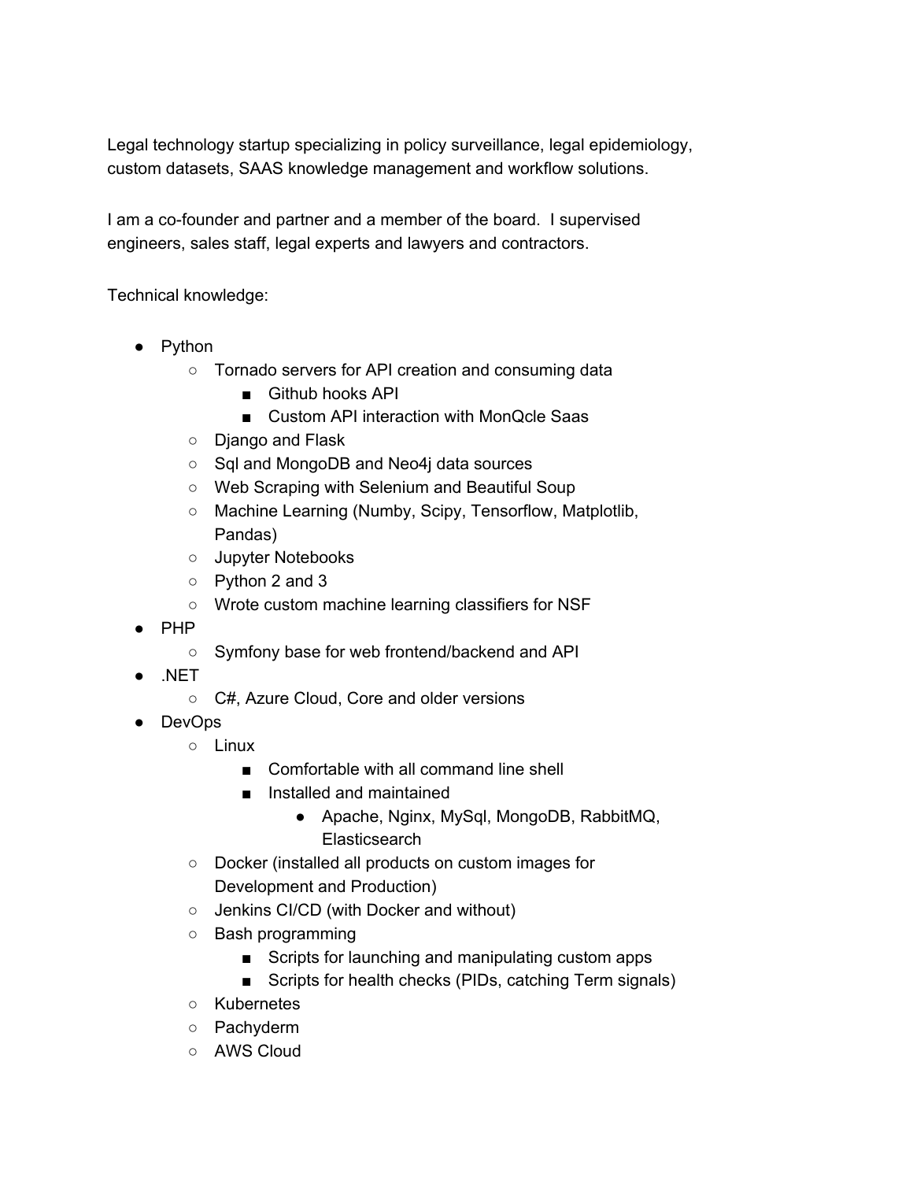Legal technology startup specializing in policy surveillance, legal epidemiology, custom datasets, SAAS knowledge management and workflow solutions.

I am a co-founder and partner and a member of the board.  I supervised engineers, sales staff, legal experts and lawyers and contractors.

Technical knowledge:

- Python
    - Tornado servers for API creation and consuming data
        - Github hooks API
        - Custom API interaction with MonQcle Saas
    - Django and Flask
    - Sql and MongoDB and Neo4j data sources
    - Web Scraping with Selenium and Beautiful Soup
    - Machine Learning (Numby, Scipy, Tensorflow, Matplotlib, Pandas)
    - Jupyter Notebooks
    - Python 2 and 3
    - Wrote custom machine learning classifiers for NSF
- PHP
    - Symfony base for web frontend/backend and API
- .NET
    - C#, Azure Cloud, Core and older versions
- DevOps
    - Linux
        - Comfortable with all command line shell
        - Installed and maintained
            - Apache, Nginx, MySql, MongoDB, RabbitMQ, Elasticsearch
    - Docker (installed all products on custom images for Development and Production)
    - Jenkins CI/CD (with Docker and without)
    - Bash programming
        - Scripts for launching and manipulating custom apps
        - Scripts for health checks (PIDs, catching Term signals)
    - Kubernetes
    - Pachyderm
    - AWS Cloud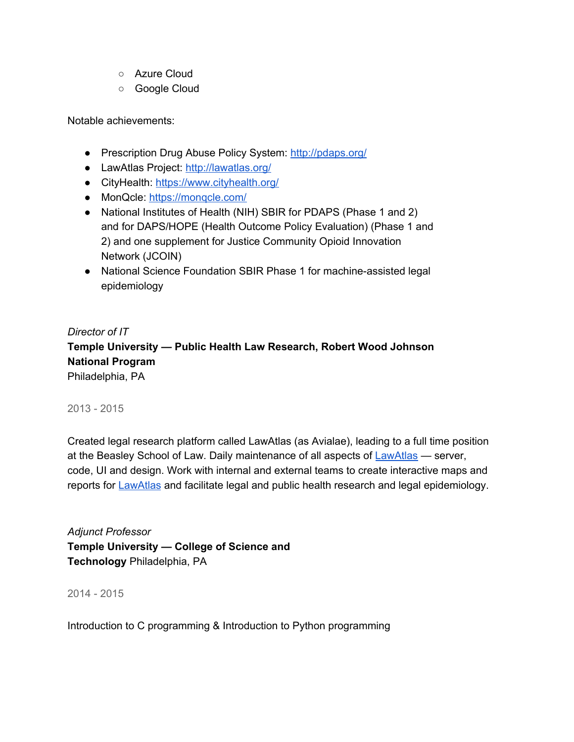- Azure Cloud
  - Google Cloud

Notable achievements:

- Prescription Drug Abuse Policy System: [http://pdaps.org/](http://pdaps.org/)
- LawAtlas Project: [http://lawatlas.org/](http://lawatlas.org/)
- CityHealth: [https://www.cityhealth.org/](https://www.cityhealth.org/)
- MonQcle: [https://monqcle.com/](https://monqcle.com/)
- National Institutes of Health (NIH) SBIR for PDAPS (Phase 1 and 2) and for DAPS/HOPE (Health Outcome Policy Evaluation) (Phase 1 and 2) and one supplement for Justice Community Opioid Innovation Network (JCOIN)
- National Science Foundation SBIR Phase 1 for machine-assisted legal epidemiology

*Director of IT*
**Temple University — Public Health Law Research, Robert Wood Johnson National Program**
Philadelphia, PA

2013 - 2015

Created legal research platform called LawAtlas (as Avialae), leading to a full time position at the Beasley School of Law. Daily maintenance of all aspects of LawAtlas — server, code, UI and design. Work with internal and external teams to create interactive maps and reports for LawAtlas and facilitate legal and public health research and legal epidemiology.

*Adjunct Professor*
**Temple University — College of Science and Technology** Philadelphia, PA

2014 - 2015

Introduction to C programming & Introduction to Python programming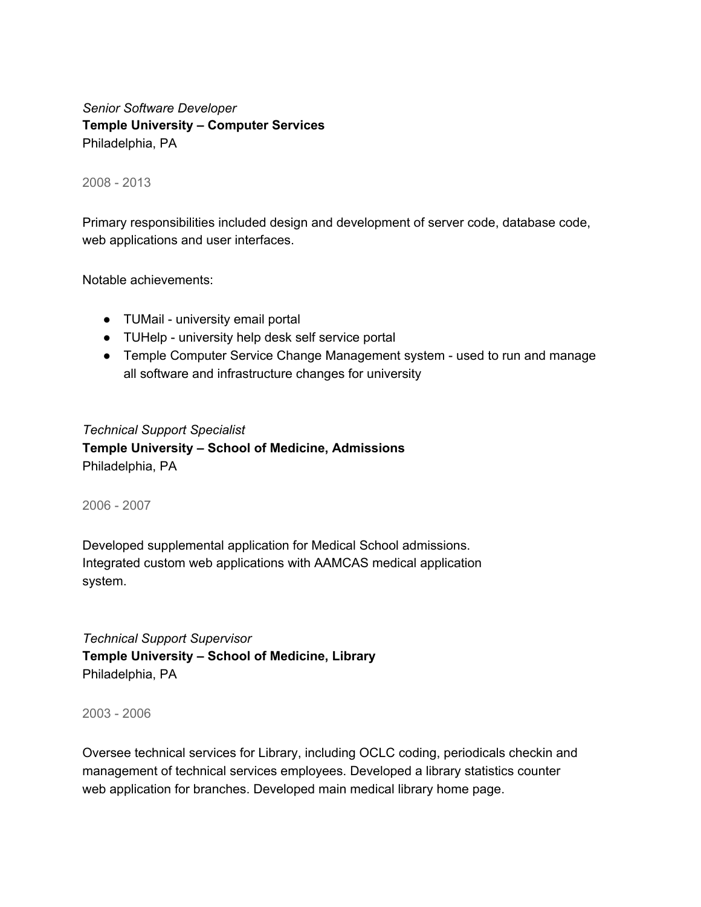*Senior Software Developer*
**Temple University – Computer Services**
Philadelphia, PA

2008 - 2013

Primary responsibilities included design and development of server code, database code, web applications and user interfaces.

Notable achievements:

- TUMail - university email portal
- TUHelp - university help desk self service portal
- Temple Computer Service Change Management system - used to run and manage all software and infrastructure changes for university

*Technical Support Specialist*
**Temple University – School of Medicine, Admissions**
Philadelphia, PA

2006 - 2007

Developed supplemental application for Medical School admissions. Integrated custom web applications with AAMCAS medical application system.

*Technical Support Supervisor*
**Temple University – School of Medicine, Library**
Philadelphia, PA

2003 - 2006

Oversee technical services for Library, including OCLC coding, periodicals checkin and management of technical services employees. Developed a library statistics counter web application for branches. Developed main medical library home page.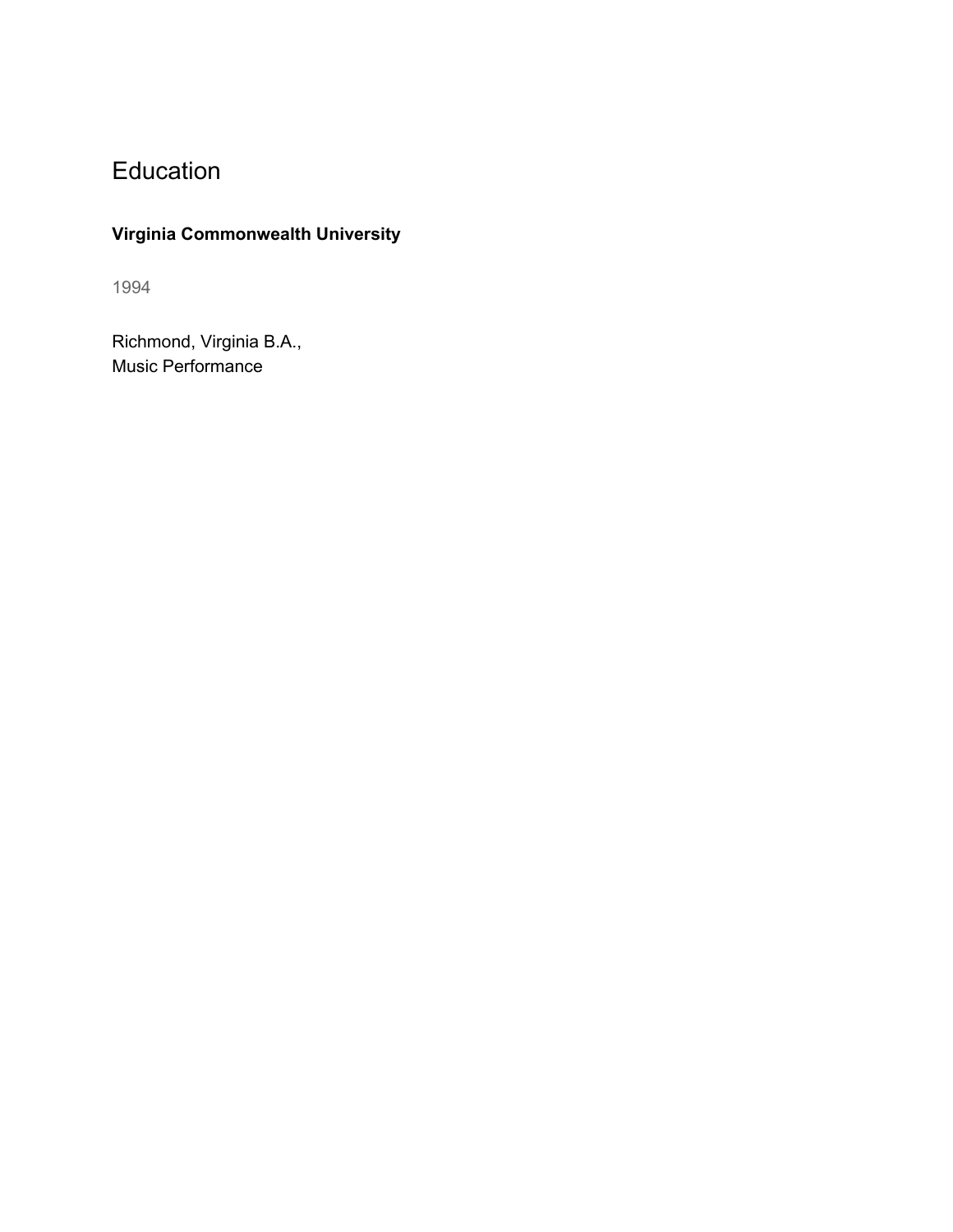## Education

**Virginia Commonwealth University**

1994

Richmond, Virginia B.A.,
Music Performance